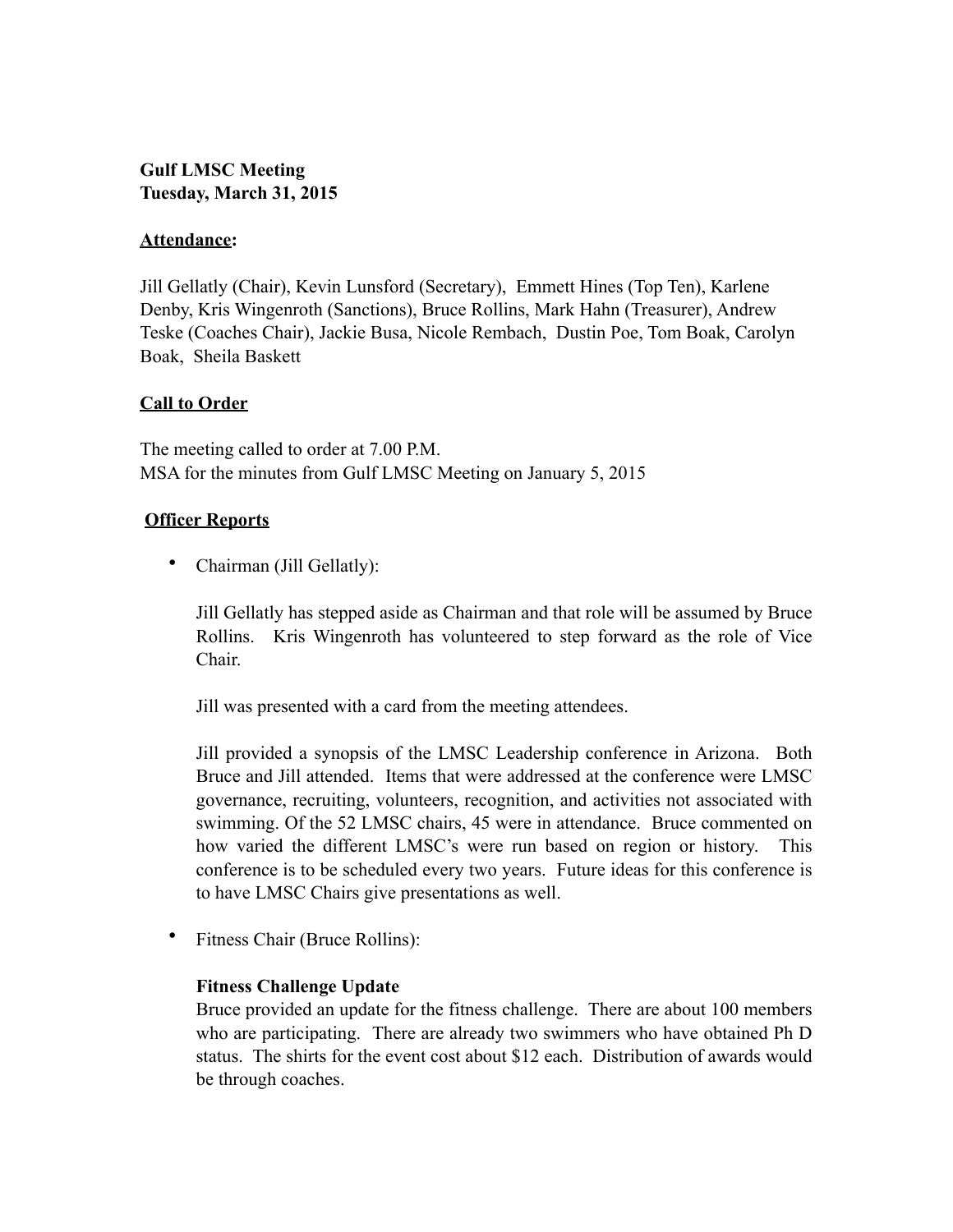**Gulf LMSC Meeting**
**Tuesday, March 31, 2015**

**Attendance:**

Jill Gellatly (Chair), Kevin Lunsford (Secretary), Emmett Hines (Top Ten), Karlene Denby, Kris Wingenroth (Sanctions), Bruce Rollins, Mark Hahn (Treasurer), Andrew Teske (Coaches Chair), Jackie Busa, Nicole Rembach, Dustin Poe, Tom Boak, Carolyn Boak, Sheila Baskett

**Call to Order**

The meeting called to order at 7.00 P.M.
MSA for the minutes from Gulf LMSC Meeting on January 5, 2015

**Officer Reports**

- Chairman (Jill Gellatly):

  Jill Gellatly has stepped aside as Chairman and that role will be assumed by Bruce Rollins. Kris Wingenroth has volunteered to step forward as the role of Vice Chair.

  Jill was presented with a card from the meeting attendees.

  Jill provided a synopsis of the LMSC Leadership conference in Arizona. Both Bruce and Jill attended. Items that were addressed at the conference were LMSC governance, recruiting, volunteers, recognition, and activities not associated with swimming. Of the 52 LMSC chairs, 45 were in attendance. Bruce commented on how varied the different LMSC's were run based on region or history. This conference is to be scheduled every two years. Future ideas for this conference is to have LMSC Chairs give presentations as well.

- Fitness Chair (Bruce Rollins):

  **Fitness Challenge Update**
  Bruce provided an update for the fitness challenge. There are about 100 members who are participating. There are already two swimmers who have obtained Ph D status. The shirts for the event cost about $12 each. Distribution of awards would be through coaches.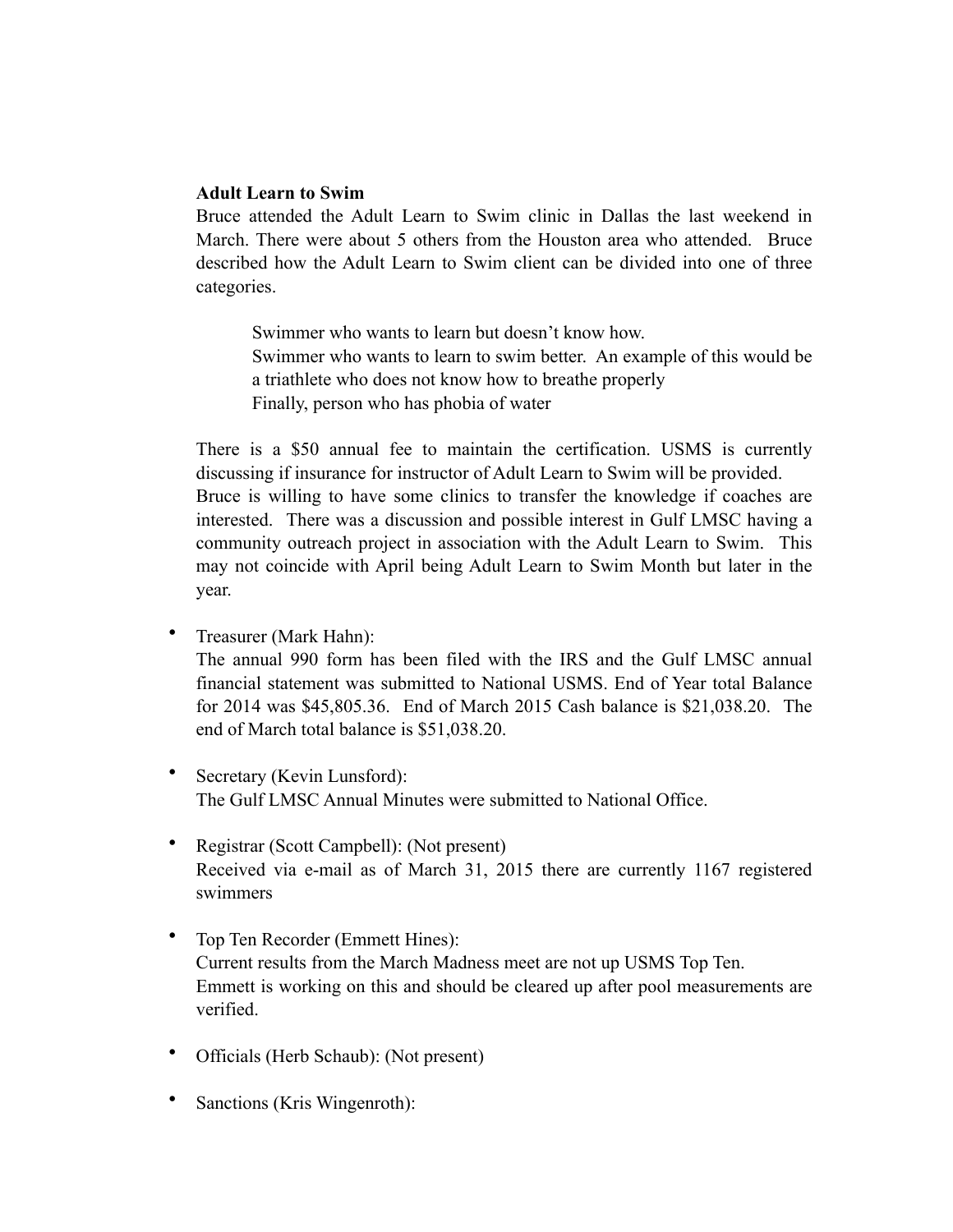**Adult Learn to Swim**

Bruce attended the Adult Learn to Swim clinic in Dallas the last weekend in March. There were about 5 others from the Houston area who attended. Bruce described how the Adult Learn to Swim client can be divided into one of three categories.

> Swimmer who wants to learn but doesn't know how.
> Swimmer who wants to learn to swim better. An example of this would be a triathlete who does not know how to breathe properly
> Finally, person who has phobia of water

There is a $50 annual fee to maintain the certification. USMS is currently discussing if insurance for instructor of Adult Learn to Swim will be provided. Bruce is willing to have some clinics to transfer the knowledge if coaches are interested. There was a discussion and possible interest in Gulf LMSC having a community outreach project in association with the Adult Learn to Swim. This may not coincide with April being Adult Learn to Swim Month but later in the year.

- Treasurer (Mark Hahn):
  The annual 990 form has been filed with the IRS and the Gulf LMSC annual financial statement was submitted to National USMS. End of Year total Balance for 2014 was $45,805.36. End of March 2015 Cash balance is $21,038.20. The end of March total balance is $51,038.20.

- Secretary (Kevin Lunsford):
  The Gulf LMSC Annual Minutes were submitted to National Office.

- Registrar (Scott Campbell): (Not present)
  Received via e-mail as of March 31, 2015 there are currently 1167 registered swimmers

- Top Ten Recorder (Emmett Hines):
  Current results from the March Madness meet are not up USMS Top Ten.
  Emmett is working on this and should be cleared up after pool measurements are verified.

- Officials (Herb Schaub): (Not present)

- Sanctions (Kris Wingenroth):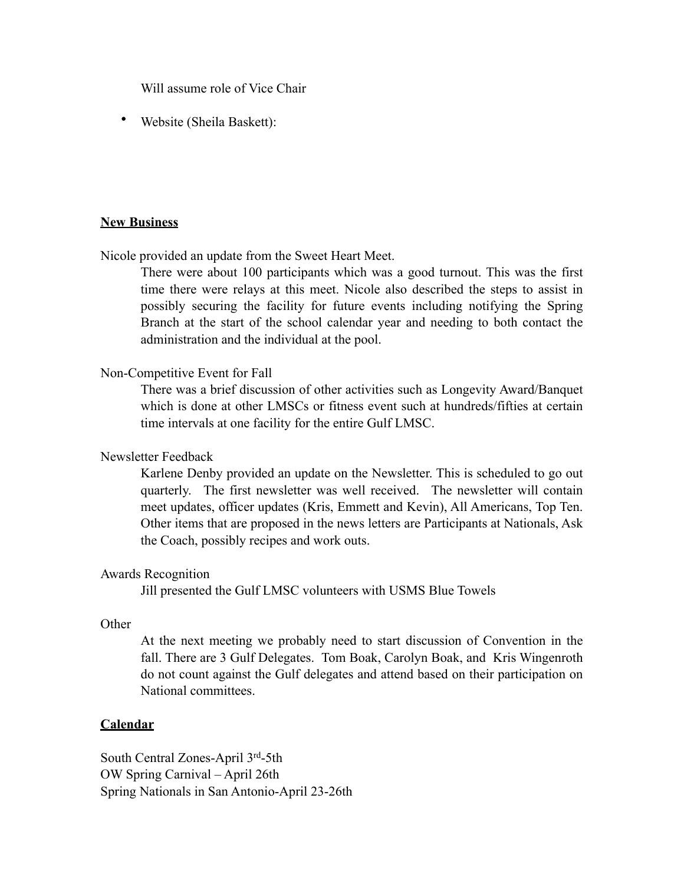Will assume role of Vice Chair

- Website (Sheila Baskett):

**New Business**

Nicole provided an update from the Sweet Heart Meet.

There were about 100 participants which was a good turnout. This was the first time there were relays at this meet. Nicole also described the steps to assist in possibly securing the facility for future events including notifying the Spring Branch at the start of the school calendar year and needing to both contact the administration and the individual at the pool.

Non-Competitive Event for Fall

There was a brief discussion of other activities such as Longevity Award/Banquet which is done at other LMSCs or fitness event such at hundreds/fifties at certain time intervals at one facility for the entire Gulf LMSC.

Newsletter Feedback

Karlene Denby provided an update on the Newsletter. This is scheduled to go out quarterly. The first newsletter was well received. The newsletter will contain meet updates, officer updates (Kris, Emmett and Kevin), All Americans, Top Ten. Other items that are proposed in the news letters are Participants at Nationals, Ask the Coach, possibly recipes and work outs.

Awards Recognition

Jill presented the Gulf LMSC volunteers with USMS Blue Towels

Other

At the next meeting we probably need to start discussion of Convention in the fall. There are 3 Gulf Delegates. Tom Boak, Carolyn Boak, and Kris Wingenroth do not count against the Gulf delegates and attend based on their participation on National committees.

**Calendar**

South Central Zones-April 3rd-5th
OW Spring Carnival – April 26th
Spring Nationals in San Antonio-April 23-26th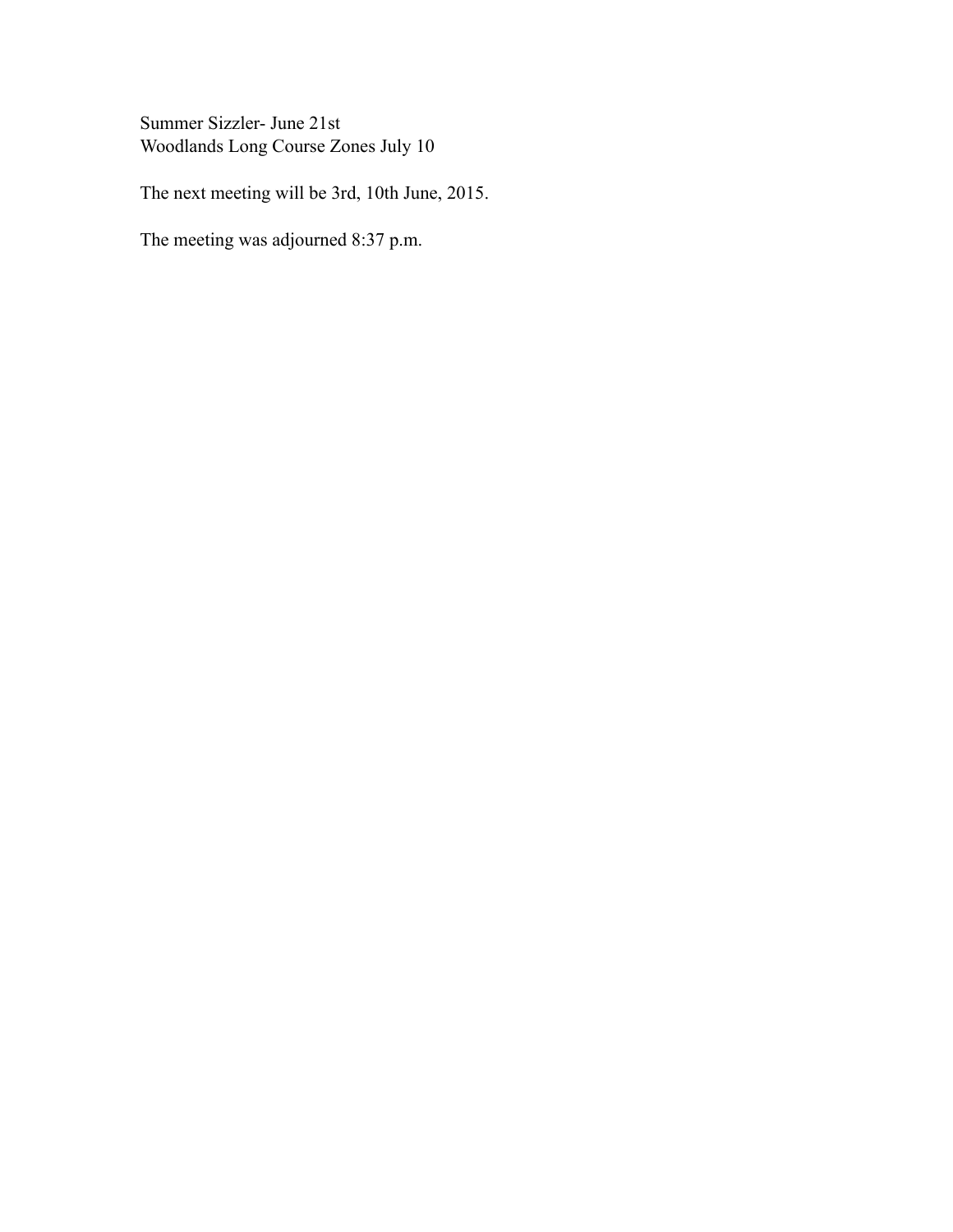Summer Sizzler- June 21st
Woodlands Long Course Zones July 10

The next meeting will be 3rd, 10th June, 2015.

The meeting was adjourned 8:37 p.m.